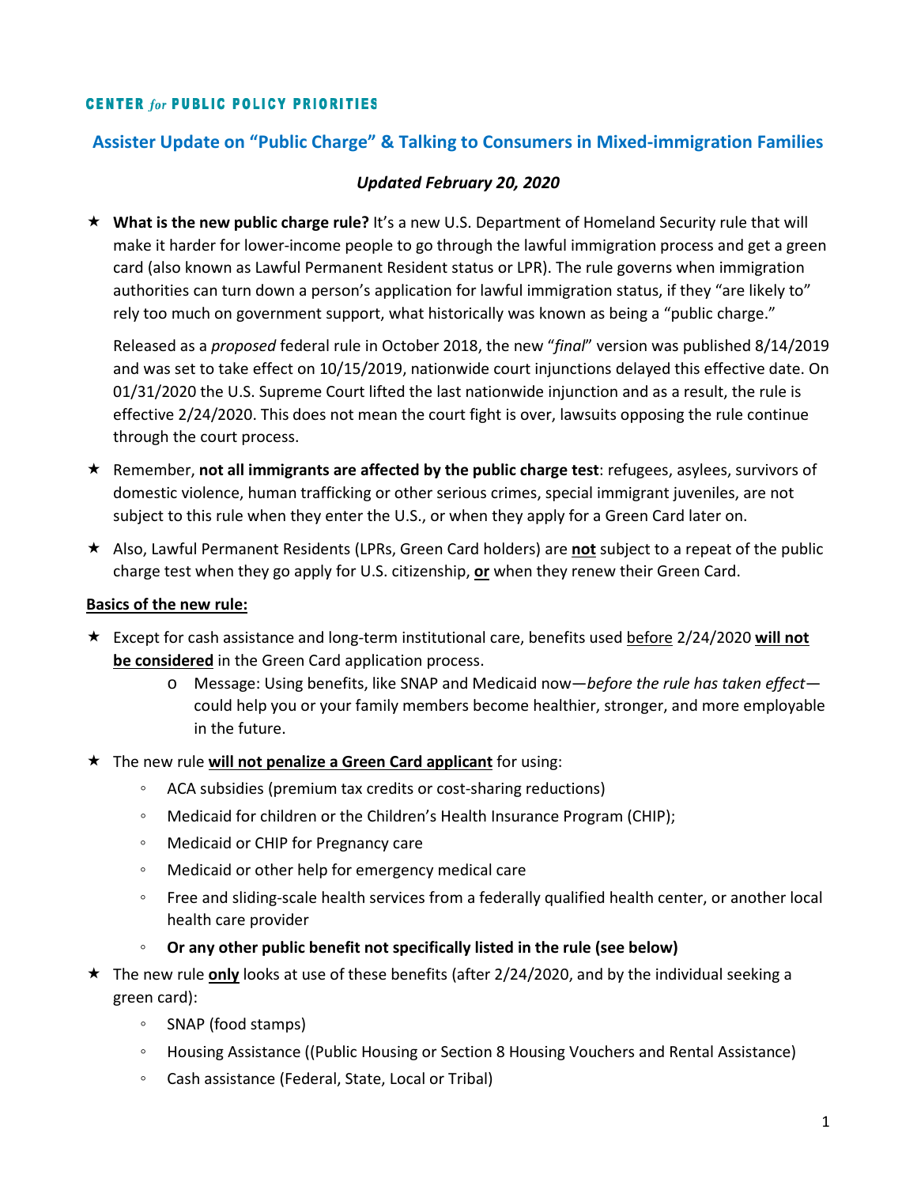**CENTER *for* PUBLIC POLICY PRIORITIES**

## Assister Update on "Public Charge" & Talking to Consumers in Mixed-immigration Families

***Updated February 20, 2020***

- **What is the new public charge rule?** It's a new U.S. Department of Homeland Security rule that will make it harder for lower-income people to go through the lawful immigration process and get a green card (also known as Lawful Permanent Resident status or LPR). The rule governs when immigration authorities can turn down a person's application for lawful immigration status, if they "are likely to" rely too much on government support, what historically was known as being a "public charge."

  Released as a *proposed* federal rule in October 2018, the new "*final*" version was published 8/14/2019 and was set to take effect on 10/15/2019, nationwide court injunctions delayed this effective date. On 01/31/2020 the U.S. Supreme Court lifted the last nationwide injunction and as a result, the rule is effective 2/24/2020. This does not mean the court fight is over, lawsuits opposing the rule continue through the court process.

- Remember, **not all immigrants are affected by the public charge test**: refugees, asylees, survivors of domestic violence, human trafficking or other serious crimes, special immigrant juveniles, are not subject to this rule when they enter the U.S., or when they apply for a Green Card later on.

- Also, Lawful Permanent Residents (LPRs, Green Card holders) are <u>**not**</u> subject to a repeat of the public charge test when they go apply for U.S. citizenship, <u>**or**</u> when they renew their Green Card.

<u>**Basics of the new rule:**</u>

- Except for cash assistance and long-term institutional care, benefits used <u>before</u> 2/24/2020 <u>**will not be considered**</u> in the Green Card application process.
  - Message: Using benefits, like SNAP and Medicaid now—*before the rule has taken effect*—could help you or your family members become healthier, stronger, and more employable in the future.

- The new rule <u>**will not penalize a Green Card applicant**</u> for using:
  - ACA subsidies (premium tax credits or cost-sharing reductions)
  - Medicaid for children or the Children's Health Insurance Program (CHIP);
  - Medicaid or CHIP for Pregnancy care
  - Medicaid or other help for emergency medical care
  - Free and sliding-scale health services from a federally qualified health center, or another local health care provider
  - **Or any other public benefit not specifically listed in the rule (see below)**

- The new rule <u>**only**</u> looks at use of these benefits (after 2/24/2020, and by the individual seeking a green card):
  - SNAP (food stamps)
  - Housing Assistance ((Public Housing or Section 8 Housing Vouchers and Rental Assistance)
  - Cash assistance (Federal, State, Local or Tribal)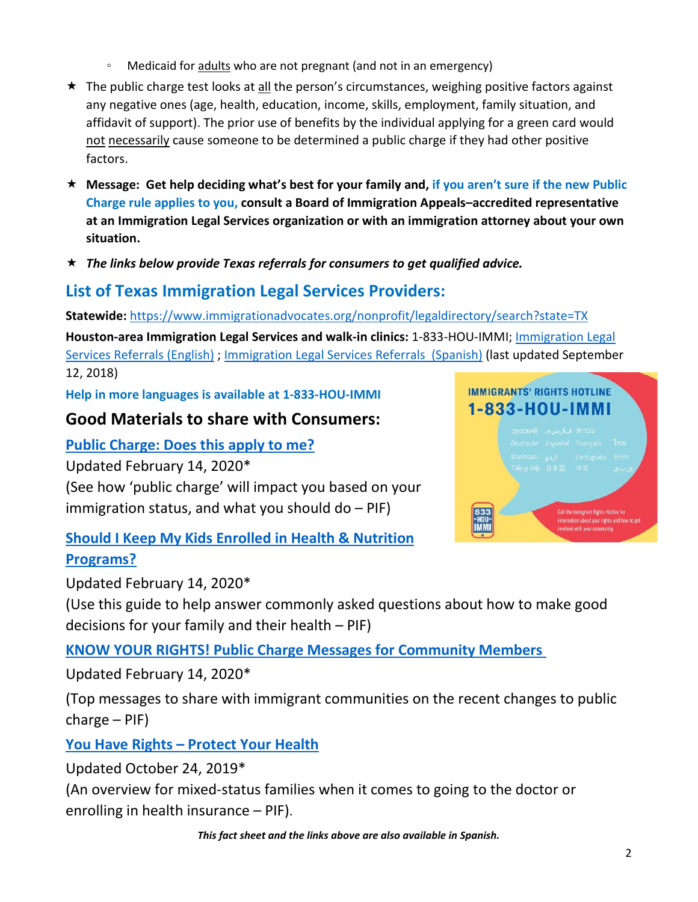- Medicaid for adults who are not pregnant (and not in an emergency)

★ The public charge test looks at all the person's circumstances, weighing positive factors against any negative ones (age, health, education, income, skills, employment, family situation, and affidavit of support). The prior use of benefits by the individual applying for a green card would not necessarily cause someone to be determined a public charge if they had other positive factors.

★ **Message: Get help deciding what's best for your family and, if you aren't sure if the new Public Charge rule applies to you, consult a Board of Immigration Appeals–accredited representative at an Immigration Legal Services organization or with an immigration attorney about your own situation.**

★ ***The links below provide Texas referrals for consumers to get qualified advice.***

## List of Texas Immigration Legal Services Providers:

**Statewide:** https://www.immigrationadvocates.org/nonprofit/legaldirectory/search?state=TX

**Houston-area Immigration Legal Services and walk-in clinics:** 1-833-HOU-IMMI; Immigration Legal Services Referrals (English) ; Immigration Legal Services Referrals (Spanish) (last updated September 12, 2018)

**Help in more languages is available at 1-833-HOU-IMMI**

IMMIGRANTS' RIGHTS HOTLINE
1-833-HOU-IMMI
русский فارسی עברית
Deutsche Español Français ไทย
Soomaali اردو Português 한국어
Tiếng Việt 日本語 中文 عربي
Call the Immigrant Rights Hotline for information about your rights and how to get involved with your community.
833-HOU-IMMI

## Good Materials to share with Consumers:

**Public Charge: Does this apply to me?**

Updated February 14, 2020*
(See how 'public charge' will impact you based on your immigration status, and what you should do – PIF)

**Should I Keep My Kids Enrolled in Health & Nutrition Programs?**

Updated February 14, 2020*
(Use this guide to help answer commonly asked questions about how to make good decisions for your family and their health – PIF)

**KNOW YOUR RIGHTS! Public Charge Messages for Community Members**

Updated February 14, 2020*

(Top messages to share with immigrant communities on the recent changes to public charge – PIF)

**You Have Rights – Protect Your Health**

Updated October 24, 2019*
(An overview for mixed-status families when it comes to going to the doctor or enrolling in health insurance – PIF).

***This fact sheet and the links above are also available in Spanish.***